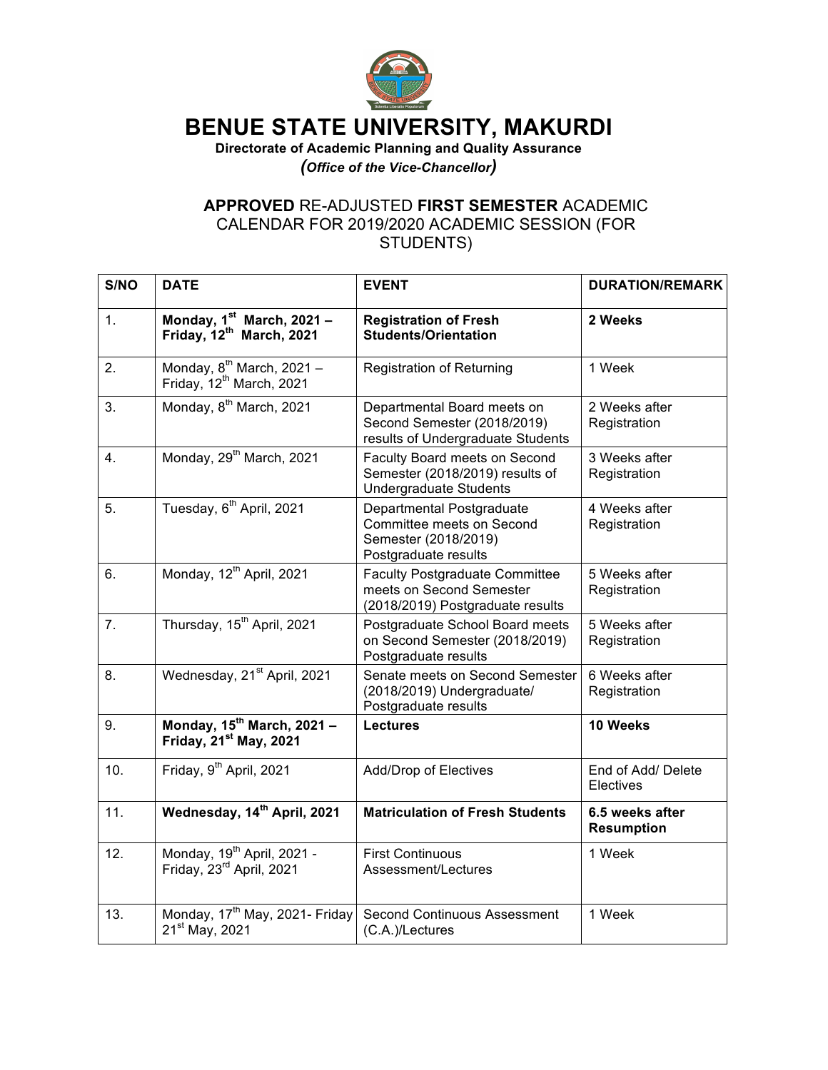# BENUE STATE UNIVERSITY, MAKURDI

**Directorate of Academic Planning and Quality Assurance**

***(Office of the Vice-Chancellor)***

## **APPROVED** RE-ADJUSTED **FIRST SEMESTER** ACADEMIC CALENDAR FOR 2019/2020 ACADEMIC SESSION (FOR STUDENTS)

| S/NO | DATE | EVENT | DURATION/REMARK |
|---|---|---|---|
| 1. | **Monday, 1st March, 2021 – Friday, 12th March, 2021** | **Registration of Fresh Students/Orientation** | **2 Weeks** |
| 2. | Monday, 8th March, 2021 – Friday, 12th March, 2021 | Registration of Returning | 1 Week |
| 3. | Monday, 8th March, 2021 | Departmental Board meets on Second Semester (2018/2019) results of Undergraduate Students | 2 Weeks after Registration |
| 4. | Monday, 29th March, 2021 | Faculty Board meets on Second Semester (2018/2019) results of Undergraduate Students | 3 Weeks after Registration |
| 5. | Tuesday, 6th April, 2021 | Departmental Postgraduate Committee meets on Second Semester (2018/2019) Postgraduate results | 4 Weeks after Registration |
| 6. | Monday, 12th April, 2021 | Faculty Postgraduate Committee meets on Second Semester (2018/2019) Postgraduate results | 5 Weeks after Registration |
| 7. | Thursday, 15th April, 2021 | Postgraduate School Board meets on Second Semester (2018/2019) Postgraduate results | 5 Weeks after Registration |
| 8. | Wednesday, 21st April, 2021 | Senate meets on Second Semester (2018/2019) Undergraduate/ Postgraduate results | 6 Weeks after Registration |
| 9. | **Monday, 15th March, 2021 – Friday, 21st May, 2021** | **Lectures** | **10 Weeks** |
| 10. | Friday, 9th April, 2021 | Add/Drop of Electives | End of Add/ Delete Electives |
| 11. | **Wednesday, 14th April, 2021** | **Matriculation of Fresh Students** | **6.5 weeks after Resumption** |
| 12. | Monday, 19th April, 2021 - Friday, 23rd April, 2021 | First Continuous Assessment/Lectures | 1 Week |
| 13. | Monday, 17th May, 2021- Friday 21st May, 2021 | Second Continuous Assessment (C.A.)/Lectures | 1 Week |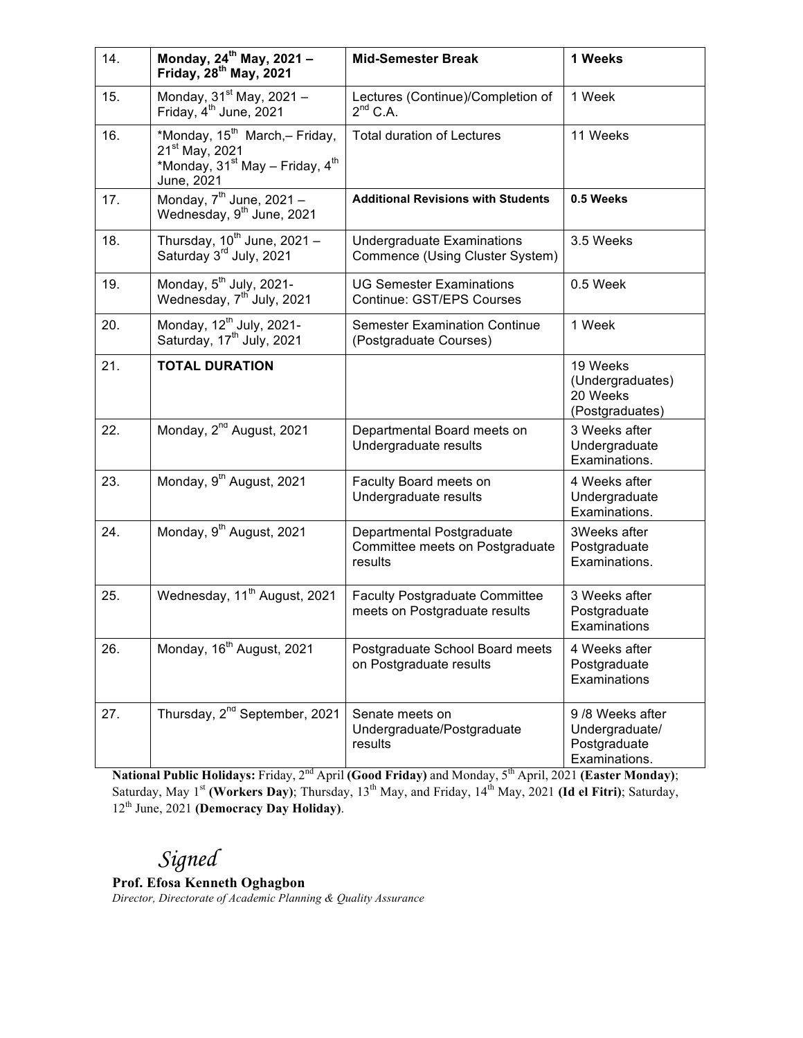| | | | |
|---|---|---|---|
| 14. | **Monday, 24th May, 2021 – Friday, 28th May, 2021** | **Mid-Semester Break** | **1 Weeks** |
| 15. | Monday, 31st May, 2021 – Friday, 4th June, 2021 | Lectures (Continue)/Completion of 2nd C.A. | 1 Week |
| 16. | *Monday, 15th March,– Friday, 21st May, 2021 *Monday, 31st May – Friday, 4th June, 2021 | Total duration of Lectures | 11 Weeks |
| 17. | Monday, 7th June, 2021 – Wednesday, 9th June, 2021 | **Additional Revisions with Students** | **0.5 Weeks** |
| 18. | Thursday, 10th June, 2021 – Saturday 3rd July, 2021 | Undergraduate Examinations Commence (Using Cluster System) | 3.5 Weeks |
| 19. | Monday, 5th July, 2021- Wednesday, 7th July, 2021 | UG Semester Examinations Continue: GST/EPS Courses | 0.5 Week |
| 20. | Monday, 12th July, 2021- Saturday, 17th July, 2021 | Semester Examination Continue (Postgraduate Courses) | 1 Week |
| 21. | **TOTAL DURATION** | | 19 Weeks (Undergraduates) 20 Weeks (Postgraduates) |
| 22. | Monday, 2nd August, 2021 | Departmental Board meets on Undergraduate results | 3 Weeks after Undergraduate Examinations. |
| 23. | Monday, 9th August, 2021 | Faculty Board meets on Undergraduate results | 4 Weeks after Undergraduate Examinations. |
| 24. | Monday, 9th August, 2021 | Departmental Postgraduate Committee meets on Postgraduate results | 3Weeks after Postgraduate Examinations. |
| 25. | Wednesday, 11th August, 2021 | Faculty Postgraduate Committee meets on Postgraduate results | 3 Weeks after Postgraduate Examinations |
| 26. | Monday, 16th August, 2021 | Postgraduate School Board meets on Postgraduate results | 4 Weeks after Postgraduate Examinations |
| 27. | Thursday, 2nd September, 2021 | Senate meets on Undergraduate/Postgraduate results | 9 /8 Weeks after Undergraduate/ Postgraduate Examinations. |

**National Public Holidays:** Friday, 2nd April **(Good Friday)** and Monday, 5th April, 2021 **(Easter Monday)**; Saturday, May 1st **(Workers Day)**; Thursday, 13th May, and Friday, 14th May, 2021 **(Id el Fitri)**; Saturday, 12th June, 2021 **(Democracy Day Holiday)**.

*Signed*

**Prof. Efosa Kenneth Oghagbon**
*Director, Directorate of Academic Planning & Quality Assurance*